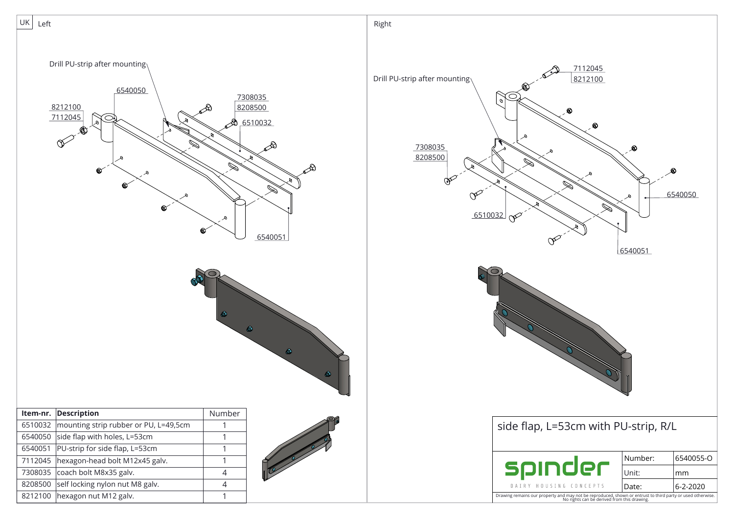UK Left

Drill PU-strip after mounting

6540050

8212100

7112045

7308035

8208500

6510032

6540051

Right

Drill PU-strip after mounting

7112045

8212100

7308035

8208500

6540050

6510032

6540051

| Item-nr. | Description | Number |
|---|---|---|
| 6510032 | mounting strip rubber or PU, L=49,5cm | 1 |
| 6540050 | side flap with holes, L=53cm | 1 |
| 6540051 | PU-strip for side flap, L=53cm | 1 |
| 7112045 | hexagon-head bolt M12x45 galv. | 1 |
| 7308035 | coach bolt M8x35 galv. | 4 |
| 8208500 | self locking nylon nut M8 galv. | 4 |
| 8212100 | hexagon nut M12 galv. | 1 |

side flap, L=53cm with PU-strip, R/L

spinder

DAIRY HOUSING CONCEPTS

| | |
|---|---|
| Number: | 6540055-O |
| Unit: | mm |
| Date: | 6-2-2020 |

Drawing remains our property and may not be reproduced, shown or entrust to third party or used otherwise. No rights can be derived from this drawing.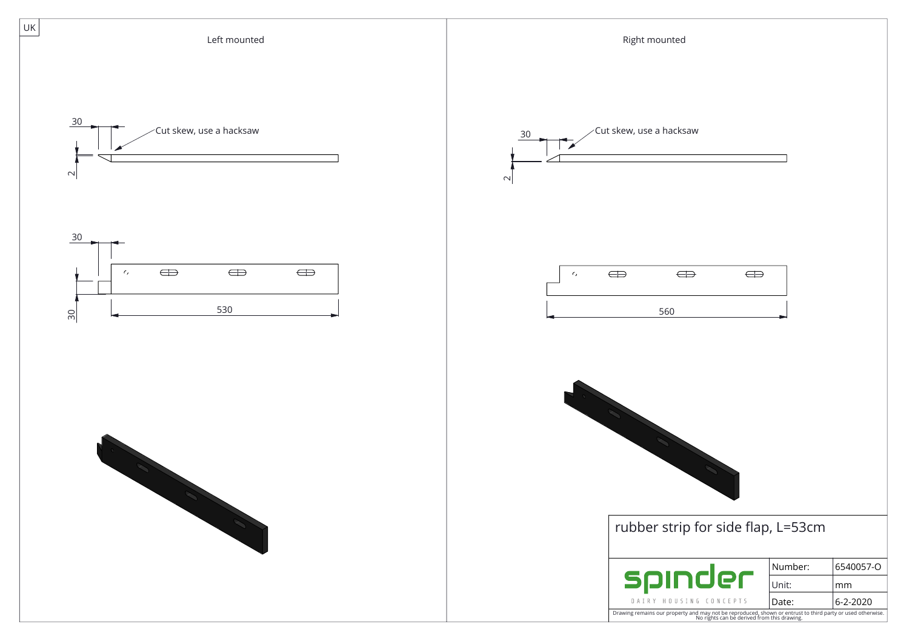UK

## Left mounted

30

Cut skew, use a hacksaw

2

30

30

530

## Right mounted

30

Cut skew, use a hacksaw

2

560

# rubber strip for side flap, L=53cm

| spinder DAIRY HOUSING CONCEPTS | Number: | 6540057-O |
|---|---|---|
| | Unit: | mm |
| | Date: | 6-2-2020 |

Drawing remains our property and may not be reproduced, shown or entrust to third party or used otherwise. No rights can be derived from this drawing.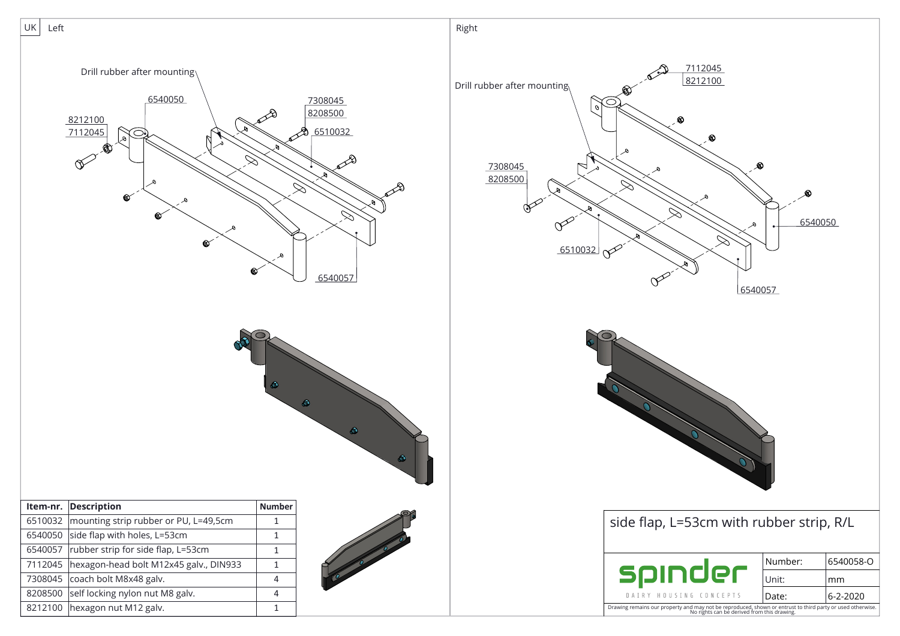UK Left

Right

Drill rubber after mounting

| Item-nr. | Description | Number |
|---|---|---|
| 6510032 | mounting strip rubber or PU, L=49,5cm | 1 |
| 6540050 | side flap with holes, L=53cm | 1 |
| 6540057 | rubber strip for side flap, L=53cm | 1 |
| 7112045 | hexagon-head bolt M12x45 galv., DIN933 | 1 |
| 7308045 | coach bolt M8x48 galv. | 4 |
| 8208500 | self locking nylon nut M8 galv. | 4 |
| 8212100 | hexagon nut M12 galv. | 1 |

# side flap, L=53cm with rubber strip, R/L

spinder
DAIRY HOUSING CONCEPTS

| | |
|---|---|
| Number: | 6540058-O |
| Unit: | mm |
| Date: | 6-2-2020 |

Drawing remains our property and may not be reproduced, shown or entrust to third party or used otherwise. No rights can be derived from this drawing.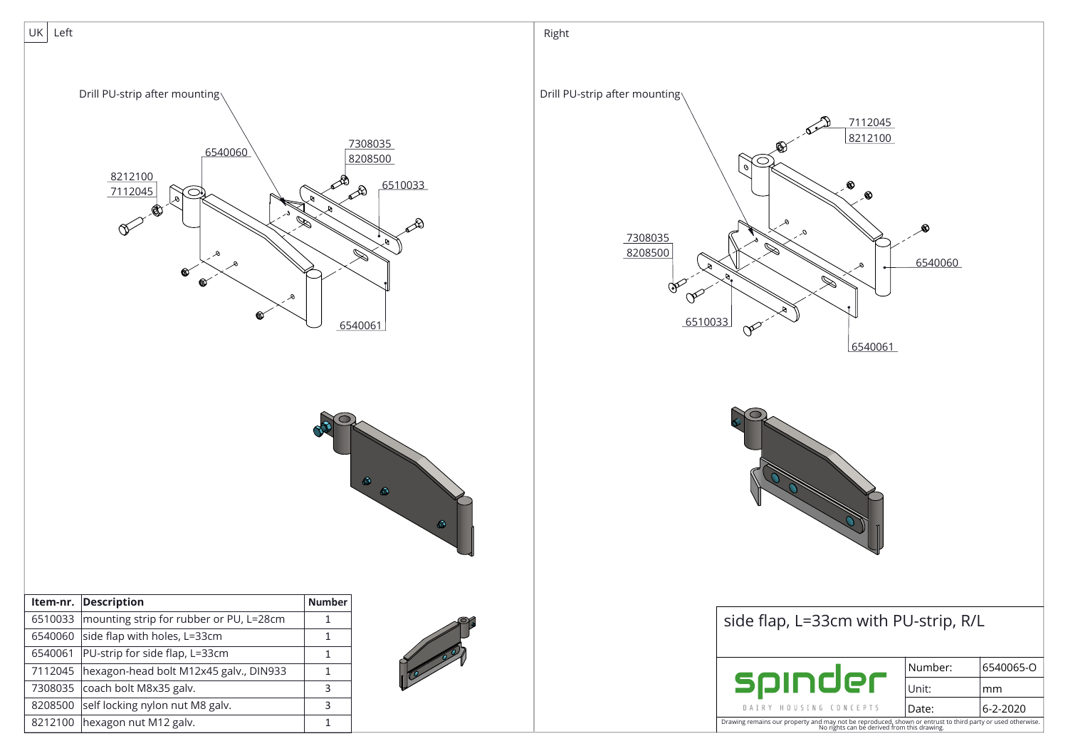UK Left

Drill PU-strip after mounting

6540060

7308035
8208500

8212100
7112045

6510033

6540061

Right

Drill PU-strip after mounting

7112045
8212100

7308035
8208500

6540060

6510033

6540061

| Item-nr. | Description | Number |
|---|---|---|
| 6510033 | mounting strip for rubber or PU, L=28cm | 1 |
| 6540060 | side flap with holes, L=33cm | 1 |
| 6540061 | PU-strip for side flap, L=33cm | 1 |
| 7112045 | hexagon-head bolt M12x45 galv., DIN933 | 1 |
| 7308035 | coach bolt M8x35 galv. | 3 |
| 8208500 | self locking nylon nut M8 galv. | 3 |
| 8212100 | hexagon nut M12 galv. | 1 |

# side flap, L=33cm with PU-strip, R/L

spinder
DAIRY HOUSING CONCEPTS

| | |
|---|---|
| Number: | 6540065-O |
| Unit: | mm |
| Date: | 6-2-2020 |

Drawing remains our property and may not be reproduced, shown or entrust to third party or used otherwise. No rights can be derived from this drawing.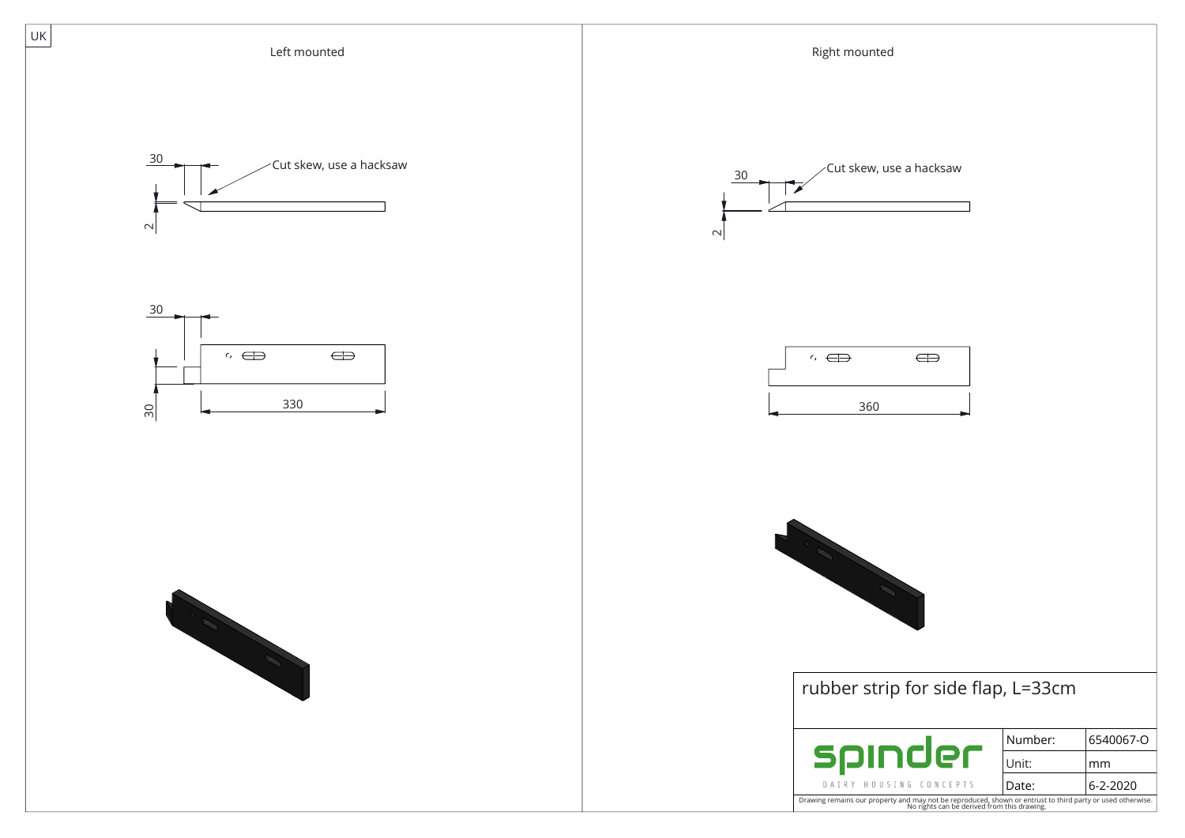UK

## Left mounted

30

Cut skew, use a hacksaw

2

30

330

30

## Right mounted

30

Cut skew, use a hacksaw

2

360

# rubber strip for side flap, L=33cm

spinder
DAIRY HOUSING CONCEPTS

| | |
|---|---|
| Number: | 6540067-O |
| Unit: | mm |
| Date: | 6-2-2020 |

Drawing remains our property and may not be reproduced, shown or entrust to third party or used otherwise. No rights can be derived from this drawing.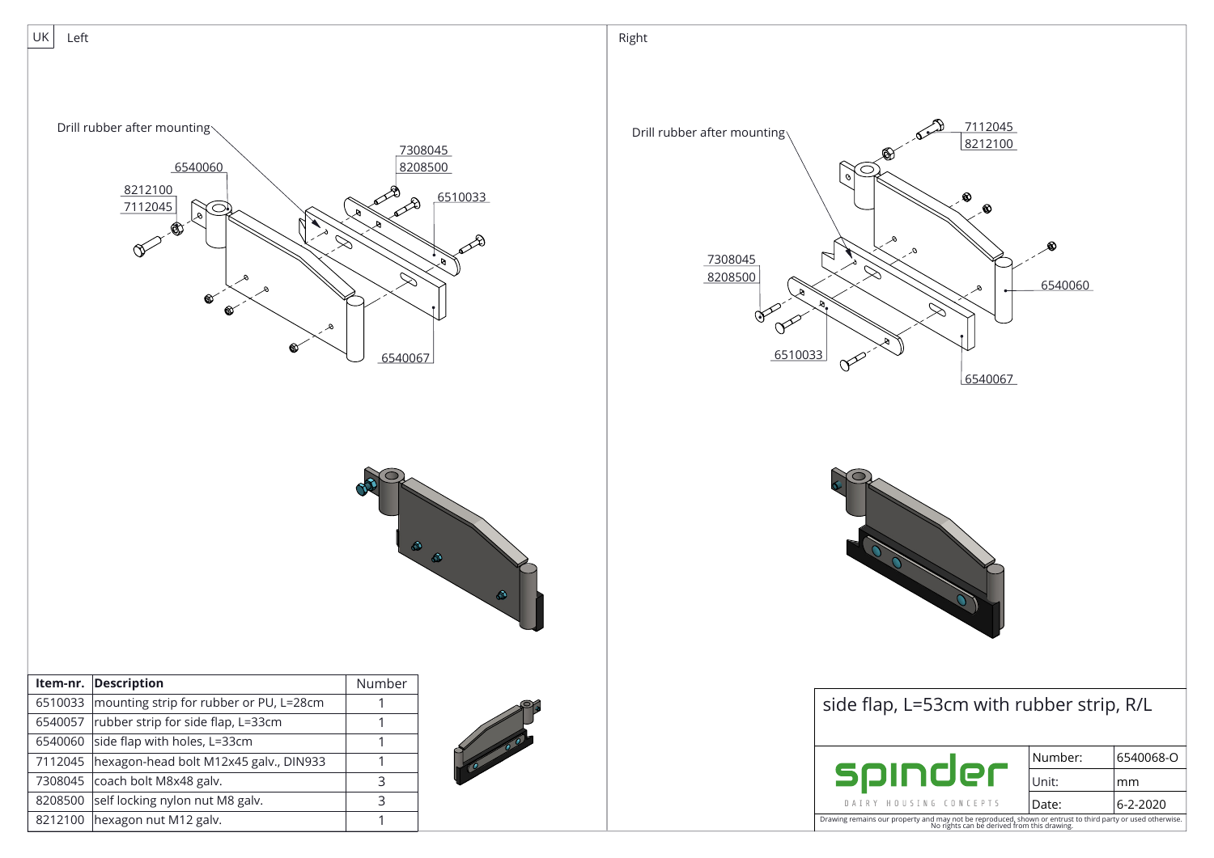UK Left

Drill rubber after mounting

6540060

8212100

7112045

7308045

8208500

6510033

6540067

Right

Drill rubber after mounting

7112045

8212100

7308045

8208500

6540060

6510033

6540067

| Item-nr. | Description | Number |
|---|---|---|
| 6510033 | mounting strip for rubber or PU, L=28cm | 1 |
| 6540057 | rubber strip for side flap, L=33cm | 1 |
| 6540060 | side flap with holes, L=33cm | 1 |
| 7112045 | hexagon-head bolt M12x45 galv., DIN933 | 1 |
| 7308045 | coach bolt M8x48 galv. | 3 |
| 8208500 | self locking nylon nut M8 galv. | 3 |
| 8212100 | hexagon nut M12 galv. | 1 |

# side flap, L=53cm with rubber strip, R/L

spinder

DAIRY HOUSING CONCEPTS

| | |
|---|---|
| Number: | 6540068-O |
| Unit: | mm |
| Date: | 6-2-2020 |

Drawing remains our property and may not be reproduced, shown or entrust to third party or used otherwise. No rights can be derived from this drawing.